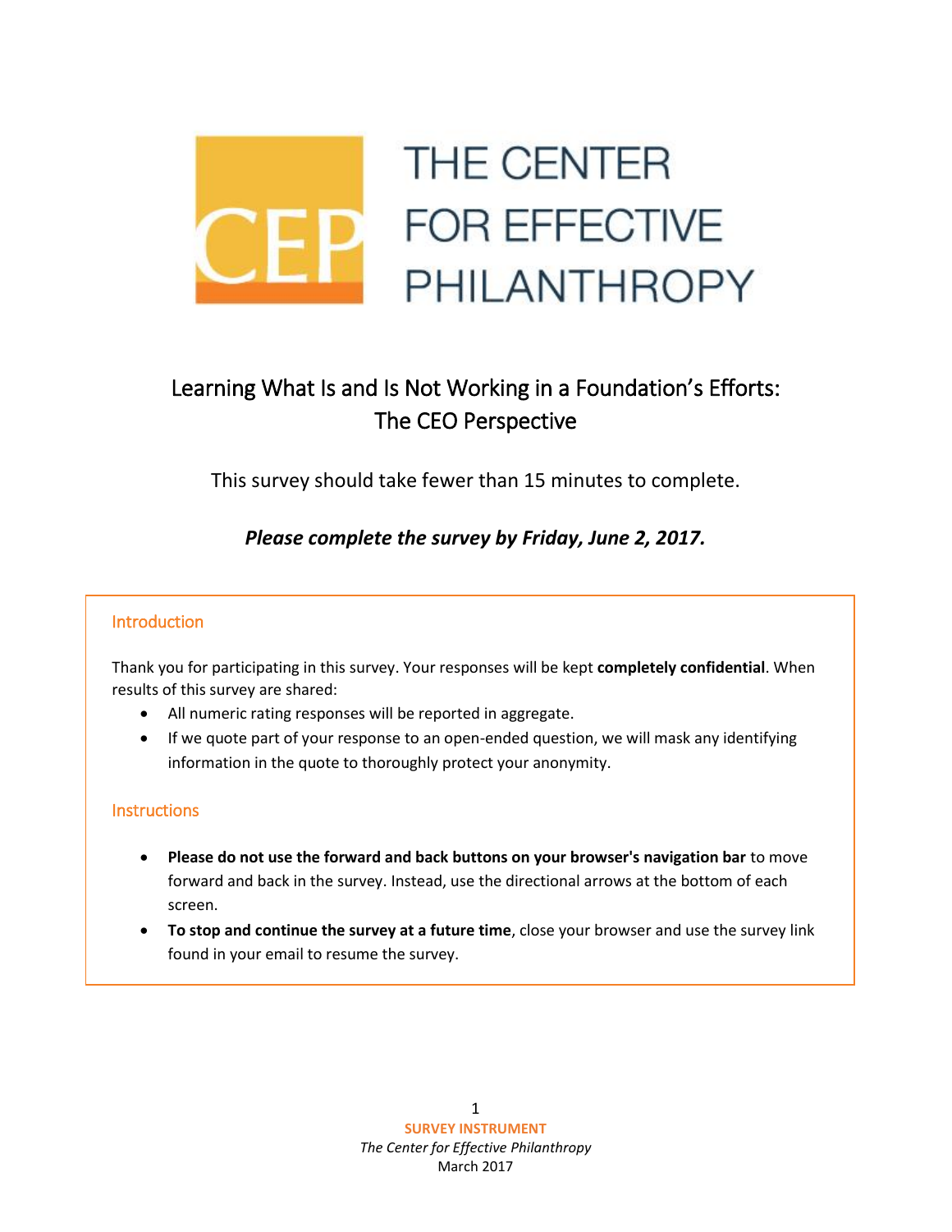THE CENTER FOR EFFECTIVE PHILANTHROPY

# Learning What Is and Is Not Working in a Foundation's Efforts: The CEO Perspective

This survey should take fewer than 15 minutes to complete.

***Please complete the survey by Friday, June 2, 2017.***

## Introduction

Thank you for participating in this survey. Your responses will be kept **completely confidential**. When results of this survey are shared:

- All numeric rating responses will be reported in aggregate.
- If we quote part of your response to an open-ended question, we will mask any identifying information in the quote to thoroughly protect your anonymity.

## Instructions

- **Please do not use the forward and back buttons on your browser's navigation bar** to move forward and back in the survey. Instead, use the directional arrows at the bottom of each screen.
- **To stop and continue the survey at a future time**, close your browser and use the survey link found in your email to resume the survey.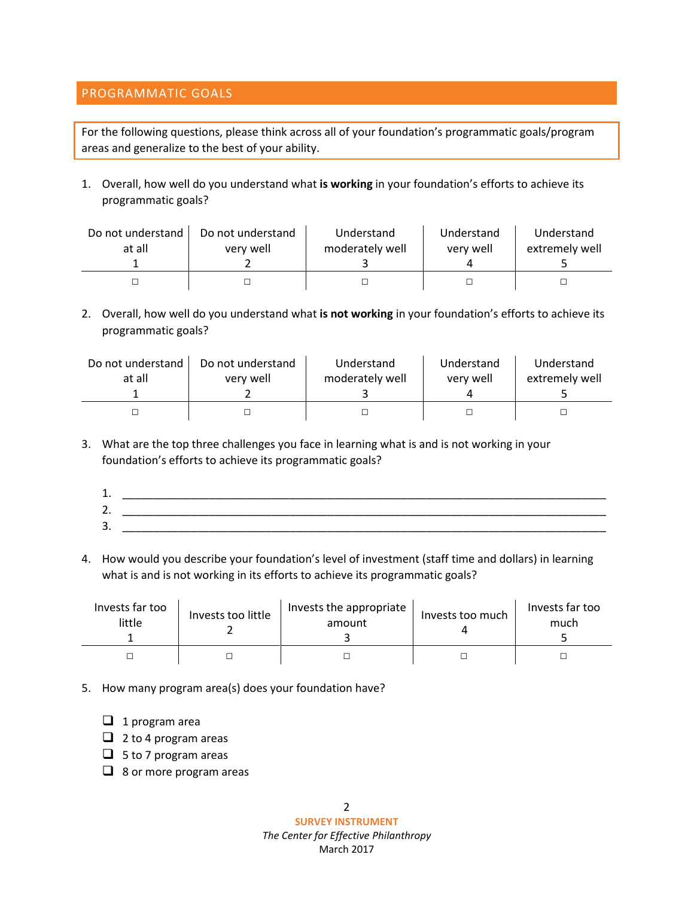## PROGRAMMATIC GOALS

For the following questions, please think across all of your foundation's programmatic goals/program areas and generalize to the best of your ability.

1. Overall, how well do you understand what **is working** in your foundation's efforts to achieve its programmatic goals?

| Do not understand at all 1 | Do not understand very well 2 | Understand moderately well 3 | Understand very well 4 | Understand extremely well 5 |
|---|---|---|---|---|
| ☐ | ☐ | ☐ | ☐ | ☐ |

2. Overall, how well do you understand what **is not working** in your foundation's efforts to achieve its programmatic goals?

| Do not understand at all 1 | Do not understand very well 2 | Understand moderately well 3 | Understand very well 4 | Understand extremely well 5 |
|---|---|---|---|---|
| ☐ | ☐ | ☐ | ☐ | ☐ |

3. What are the top three challenges you face in learning what is and is not working in your foundation's efforts to achieve its programmatic goals?

   1. ______________________________________________________________________
   2. ______________________________________________________________________
   3. ______________________________________________________________________

4. How would you describe your foundation's level of investment (staff time and dollars) in learning what is and is not working in its efforts to achieve its programmatic goals?

| Invests far too little 1 | Invests too little 2 | Invests the appropriate amount 3 | Invests too much 4 | Invests far too much 5 |
|---|---|---|---|---|
| ☐ | ☐ | ☐ | ☐ | ☐ |

5. How many program area(s) does your foundation have?

   - ☐ 1 program area
   - ☐ 2 to 4 program areas
   - ☐ 5 to 7 program areas
   - ☐ 8 or more program areas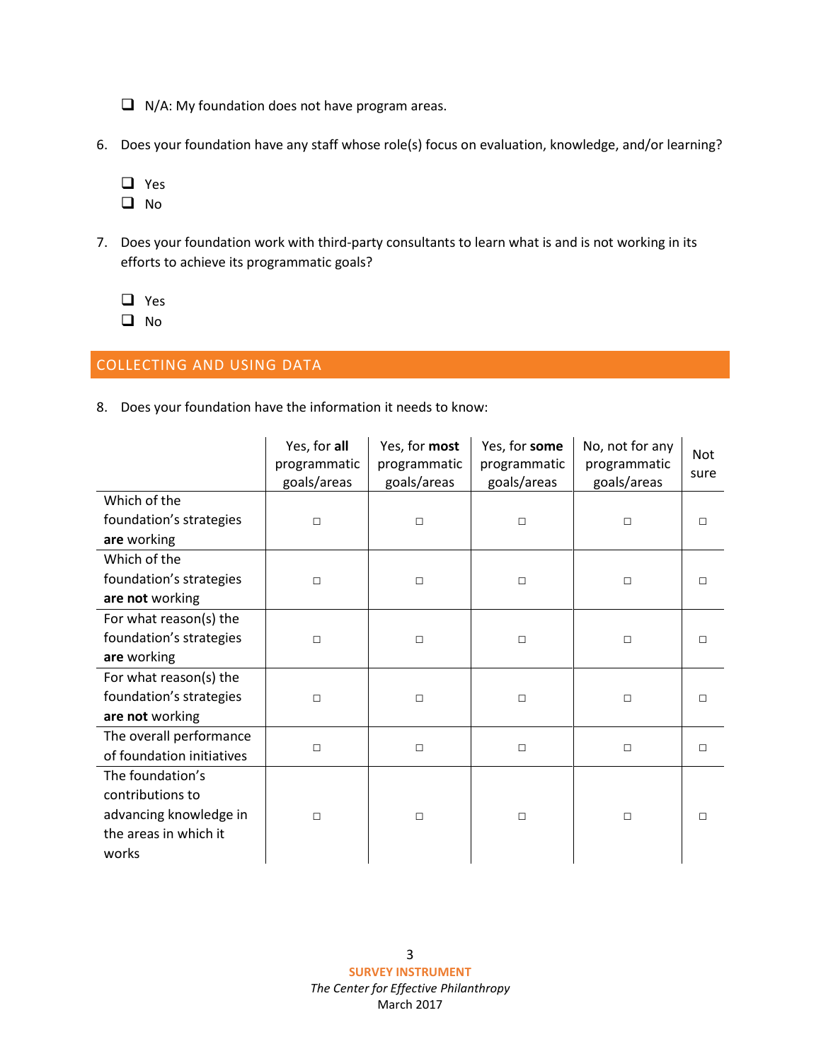- ☐ N/A: My foundation does not have program areas.

6. Does your foundation have any staff whose role(s) focus on evaluation, knowledge, and/or learning?

- ☐ Yes
- ☐ No

7. Does your foundation work with third-party consultants to learn what is and is not working in its efforts to achieve its programmatic goals?

- ☐ Yes
- ☐ No

## COLLECTING AND USING DATA

8. Does your foundation have the information it needs to know:

| | Yes, for **all** programmatic goals/areas | Yes, for **most** programmatic goals/areas | Yes, for **some** programmatic goals/areas | No, not for any programmatic goals/areas | Not sure |
|---|---|---|---|---|---|
| Which of the foundation's strategies **are** working | ☐ | ☐ | ☐ | ☐ | ☐ |
| Which of the foundation's strategies **are not** working | ☐ | ☐ | ☐ | ☐ | ☐ |
| For what reason(s) the foundation's strategies **are** working | ☐ | ☐ | ☐ | ☐ | ☐ |
| For what reason(s) the foundation's strategies **are not** working | ☐ | ☐ | ☐ | ☐ | ☐ |
| The overall performance of foundation initiatives | ☐ | ☐ | ☐ | ☐ | ☐ |
| The foundation's contributions to advancing knowledge in the areas in which it works | ☐ | ☐ | ☐ | ☐ | ☐ |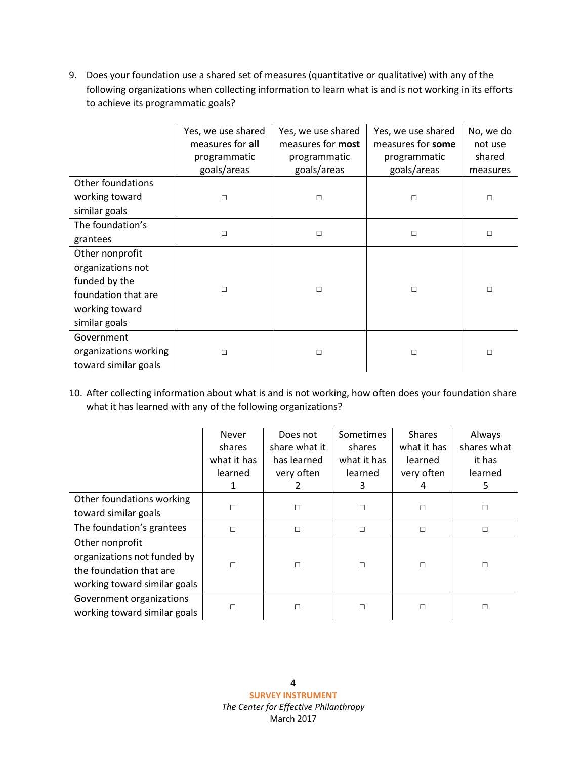9. Does your foundation use a shared set of measures (quantitative or qualitative) with any of the following organizations when collecting information to learn what is and is not working in its efforts to achieve its programmatic goals?

| | Yes, we use shared measures for **all** programmatic goals/areas | Yes, we use shared measures for **most** programmatic goals/areas | Yes, we use shared measures for **some** programmatic goals/areas | No, we do not use shared measures |
|---|---|---|---|---|
| Other foundations working toward similar goals | □ | □ | □ | □ |
| The foundation's grantees | □ | □ | □ | □ |
| Other nonprofit organizations not funded by the foundation that are working toward similar goals | □ | □ | □ | □ |
| Government organizations working toward similar goals | □ | □ | □ | □ |

10. After collecting information about what is and is not working, how often does your foundation share what it has learned with any of the following organizations?

| | Never shares what it has learned 1 | Does not share what it has learned very often 2 | Sometimes shares what it has learned 3 | Shares what it has learned very often 4 | Always shares what it has learned 5 |
|---|---|---|---|---|---|
| Other foundations working toward similar goals | □ | □ | □ | □ | □ |
| The foundation's grantees | □ | □ | □ | □ | □ |
| Other nonprofit organizations not funded by the foundation that are working toward similar goals | □ | □ | □ | □ | □ |
| Government organizations working toward similar goals | □ | □ | □ | □ | □ |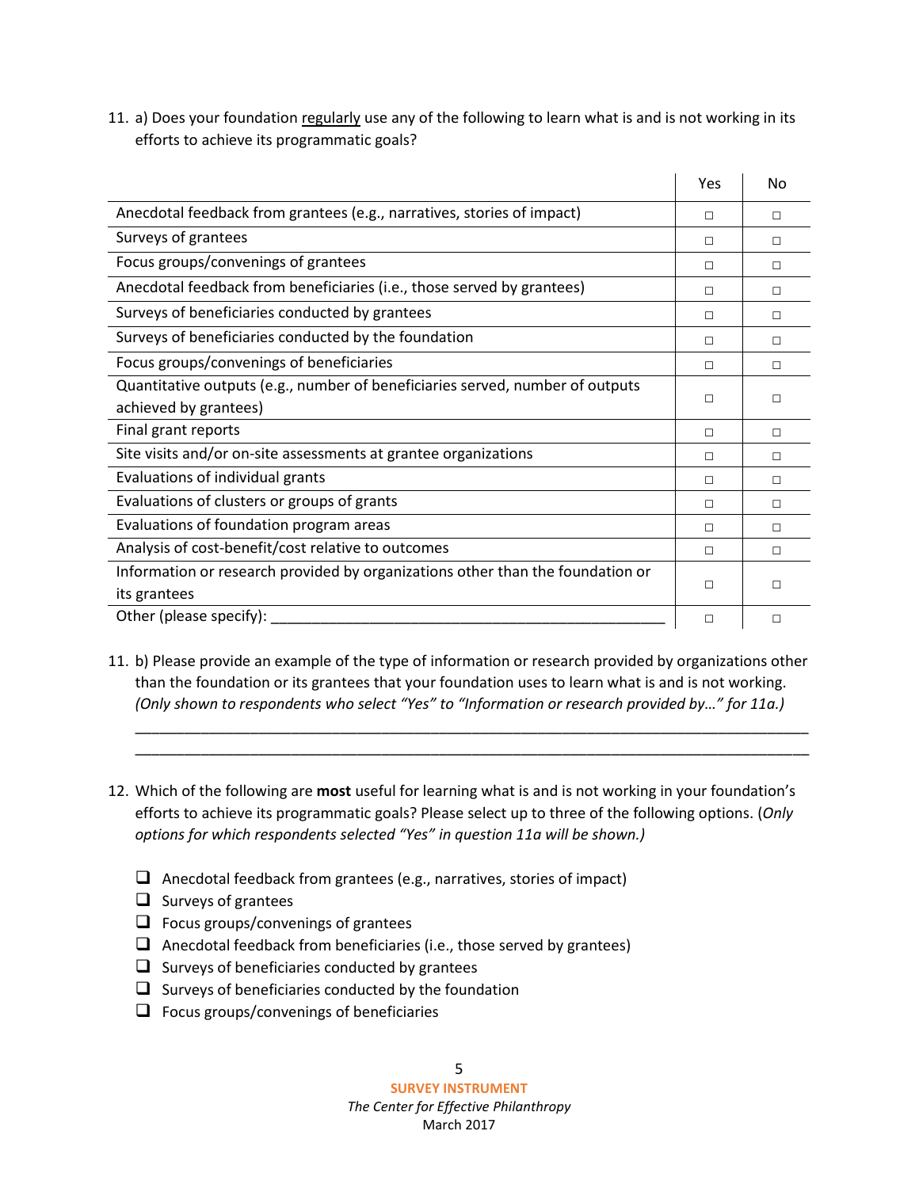11. a) Does your foundation <u>regularly</u> use any of the following to learn what is and is not working in its efforts to achieve its programmatic goals?

| | Yes | No |
|---|---|---|
| Anecdotal feedback from grantees (e.g., narratives, stories of impact) | □ | □ |
| Surveys of grantees | □ | □ |
| Focus groups/convenings of grantees | □ | □ |
| Anecdotal feedback from beneficiaries (i.e., those served by grantees) | □ | □ |
| Surveys of beneficiaries conducted by grantees | □ | □ |
| Surveys of beneficiaries conducted by the foundation | □ | □ |
| Focus groups/convenings of beneficiaries | □ | □ |
| Quantitative outputs (e.g., number of beneficiaries served, number of outputs achieved by grantees) | □ | □ |
| Final grant reports | □ | □ |
| Site visits and/or on-site assessments at grantee organizations | □ | □ |
| Evaluations of individual grants | □ | □ |
| Evaluations of clusters or groups of grants | □ | □ |
| Evaluations of foundation program areas | □ | □ |
| Analysis of cost-benefit/cost relative to outcomes | □ | □ |
| Information or research provided by organizations other than the foundation or its grantees | □ | □ |
| Other (please specify): ______________________________________________ | □ | □ |

11. b) Please provide an example of the type of information or research provided by organizations other than the foundation or its grantees that your foundation uses to learn what is and is not working. *(Only shown to respondents who select "Yes" to "Information or research provided by…" for 11a.)*

_______________________________________________________________________________
_______________________________________________________________________________

12. Which of the following are **most** useful for learning what is and is not working in your foundation's efforts to achieve its programmatic goals? Please select up to three of the following options. (*Only options for which respondents selected "Yes" in question 11a will be shown.)*

- ❑ Anecdotal feedback from grantees (e.g., narratives, stories of impact)
- ❑ Surveys of grantees
- ❑ Focus groups/convenings of grantees
- ❑ Anecdotal feedback from beneficiaries (i.e., those served by grantees)
- ❑ Surveys of beneficiaries conducted by grantees
- ❑ Surveys of beneficiaries conducted by the foundation
- ❑ Focus groups/convenings of beneficiaries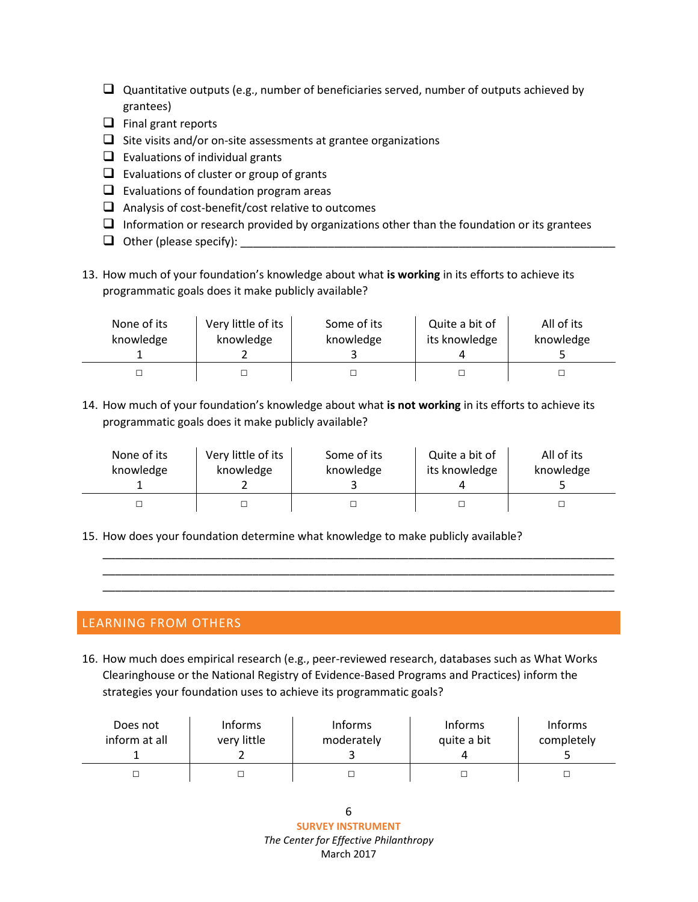- ☐ Quantitative outputs (e.g., number of beneficiaries served, number of outputs achieved by grantees)
- ☐ Final grant reports
- ☐ Site visits and/or on-site assessments at grantee organizations
- ☐ Evaluations of individual grants
- ☐ Evaluations of cluster or group of grants
- ☐ Evaluations of foundation program areas
- ☐ Analysis of cost-benefit/cost relative to outcomes
- ☐ Information or research provided by organizations other than the foundation or its grantees
- ☐ Other (please specify): ________________________________________________________________

13. How much of your foundation's knowledge about what **is working** in its efforts to achieve its programmatic goals does it make publicly available?

| None of its knowledge 1 | Very little of its knowledge 2 | Some of its knowledge 3 | Quite a bit of its knowledge 4 | All of its knowledge 5 |
|---|---|---|---|---|
| ☐ | ☐ | ☐ | ☐ | ☐ |

14. How much of your foundation's knowledge about what **is not working** in its efforts to achieve its programmatic goals does it make publicly available?

| None of its knowledge 1 | Very little of its knowledge 2 | Some of its knowledge 3 | Quite a bit of its knowledge 4 | All of its knowledge 5 |
|---|---|---|---|---|
| ☐ | ☐ | ☐ | ☐ | ☐ |

15. How does your foundation determine what knowledge to make publicly available?

________________________________________________________________________________
________________________________________________________________________________
________________________________________________________________________________

## LEARNING FROM OTHERS

16. How much does empirical research (e.g., peer-reviewed research, databases such as What Works Clearinghouse or the National Registry of Evidence-Based Programs and Practices) inform the strategies your foundation uses to achieve its programmatic goals?

| Does not inform at all 1 | Informs very little 2 | Informs moderately 3 | Informs quite a bit 4 | Informs completely 5 |
|---|---|---|---|---|
| ☐ | ☐ | ☐ | ☐ | ☐ |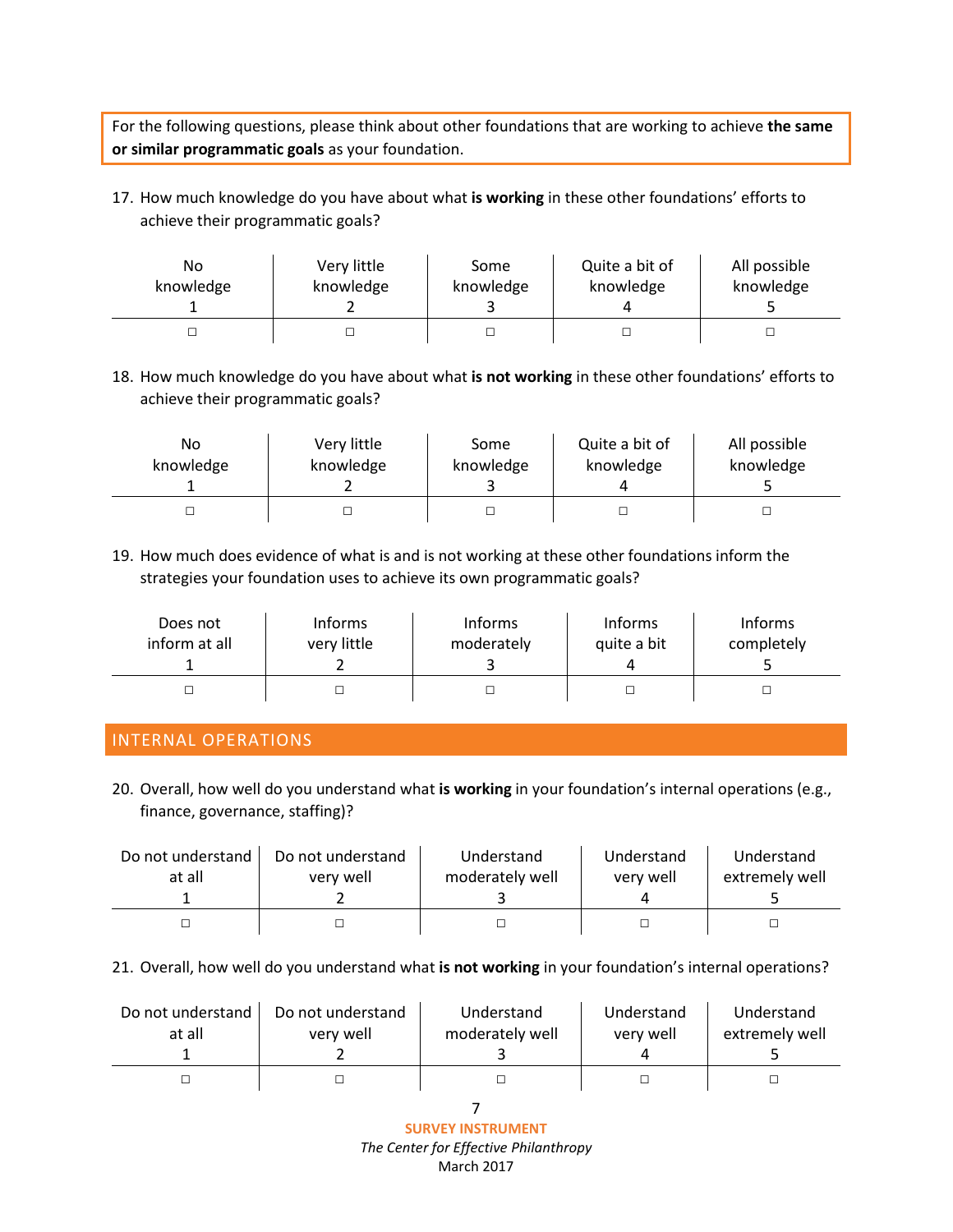For the following questions, please think about other foundations that are working to achieve **the same or similar programmatic goals** as your foundation.

17. How much knowledge do you have about what **is working** in these other foundations' efforts to achieve their programmatic goals?

| No knowledge 1 | Very little knowledge 2 | Some knowledge 3 | Quite a bit of knowledge 4 | All possible knowledge 5 |
|---|---|---|---|---|
| □ | □ | □ | □ | □ |

18. How much knowledge do you have about what **is not working** in these other foundations' efforts to achieve their programmatic goals?

| No knowledge 1 | Very little knowledge 2 | Some knowledge 3 | Quite a bit of knowledge 4 | All possible knowledge 5 |
|---|---|---|---|---|
| □ | □ | □ | □ | □ |

19. How much does evidence of what is and is not working at these other foundations inform the strategies your foundation uses to achieve its own programmatic goals?

| Does not inform at all 1 | Informs very little 2 | Informs moderately 3 | Informs quite a bit 4 | Informs completely 5 |
|---|---|---|---|---|
| □ | □ | □ | □ | □ |

## INTERNAL OPERATIONS

20. Overall, how well do you understand what **is working** in your foundation's internal operations (e.g., finance, governance, staffing)?

| Do not understand at all 1 | Do not understand very well 2 | Understand moderately well 3 | Understand very well 4 | Understand extremely well 5 |
|---|---|---|---|---|
| □ | □ | □ | □ | □ |

21. Overall, how well do you understand what **is not working** in your foundation's internal operations?

| Do not understand at all 1 | Do not understand very well 2 | Understand moderately well 3 | Understand very well 4 | Understand extremely well 5 |
|---|---|---|---|---|
| □ | □ | □ | □ | □ |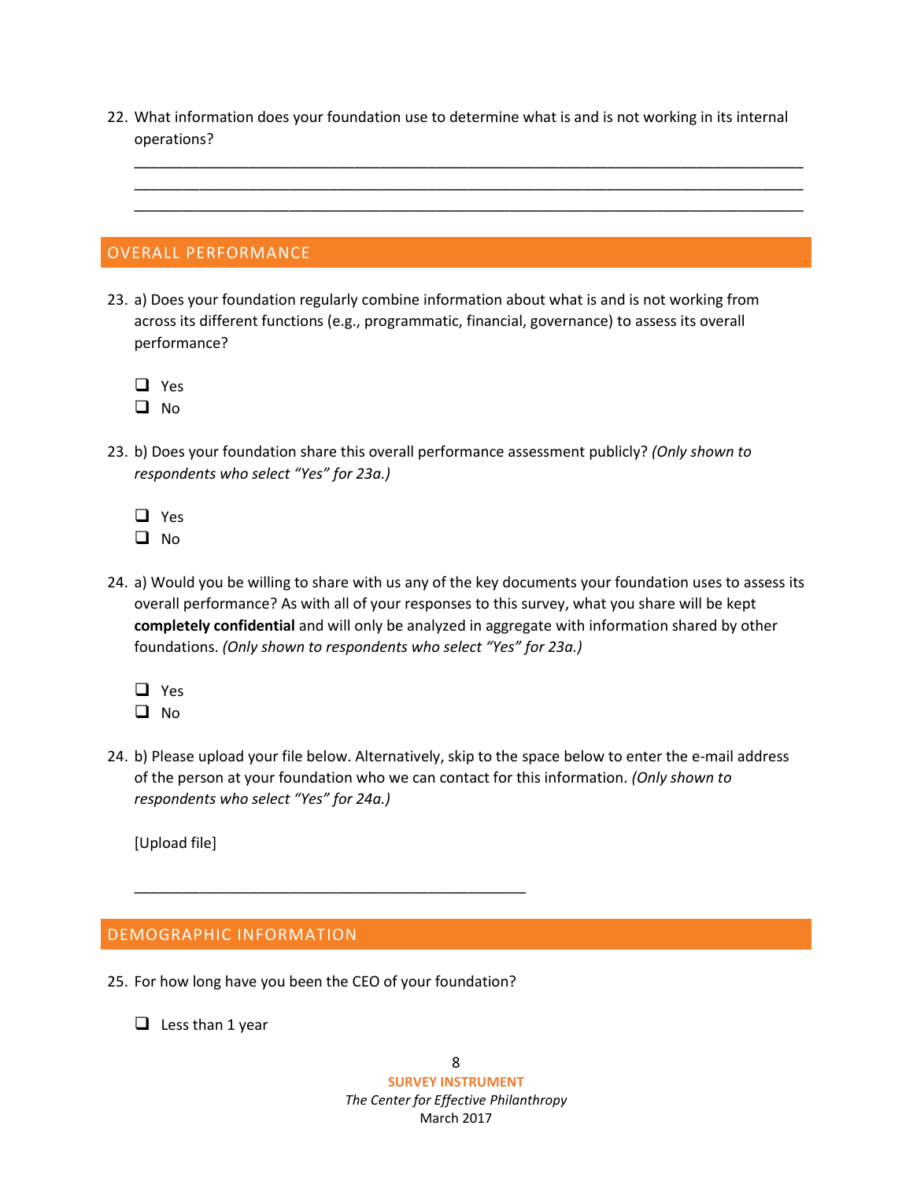22. What information does your foundation use to determine what is and is not working in its internal operations?

____________________________________________________________________________
____________________________________________________________________________
____________________________________________________________________________

## OVERALL PERFORMANCE

23. a) Does your foundation regularly combine information about what is and is not working from across its different functions (e.g., programmatic, financial, governance) to assess its overall performance?

- ❑ Yes
- ❑ No

23. b) Does your foundation share this overall performance assessment publicly? *(Only shown to respondents who select "Yes" for 23a.)*

- ❑ Yes
- ❑ No

24. a) Would you be willing to share with us any of the key documents your foundation uses to assess its overall performance? As with all of your responses to this survey, what you share will be kept **completely confidential** and will only be analyzed in aggregate with information shared by other foundations. *(Only shown to respondents who select "Yes" for 23a.)*

- ❑ Yes
- ❑ No

24. b) Please upload your file below. Alternatively, skip to the space below to enter the e-mail address of the person at your foundation who we can contact for this information. *(Only shown to respondents who select "Yes" for 24a.)*

[Upload file]

____________________________________________

## DEMOGRAPHIC INFORMATION

25. For how long have you been the CEO of your foundation?

- ❑ Less than 1 year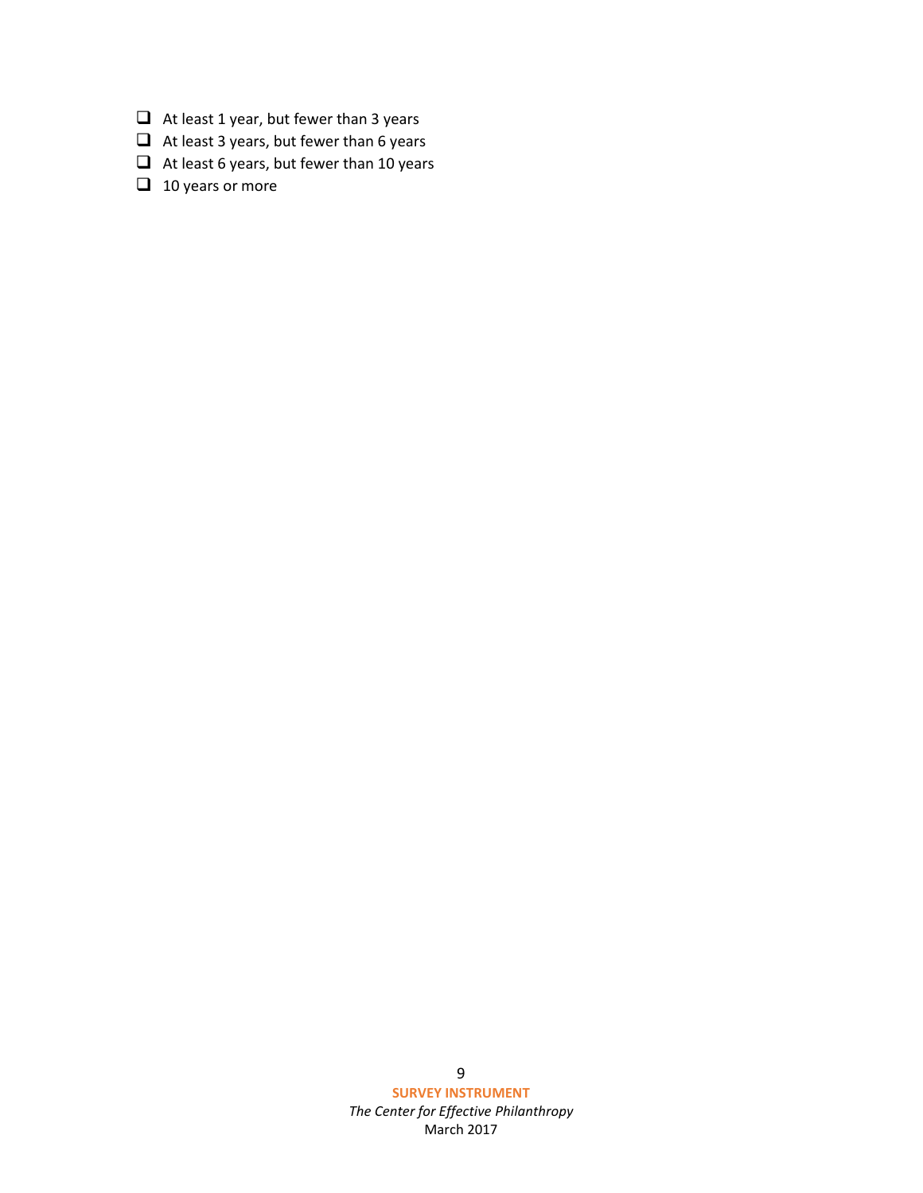- [ ] At least 1 year, but fewer than 3 years
- [ ] At least 3 years, but fewer than 6 years
- [ ] At least 6 years, but fewer than 10 years
- [ ] 10 years or more